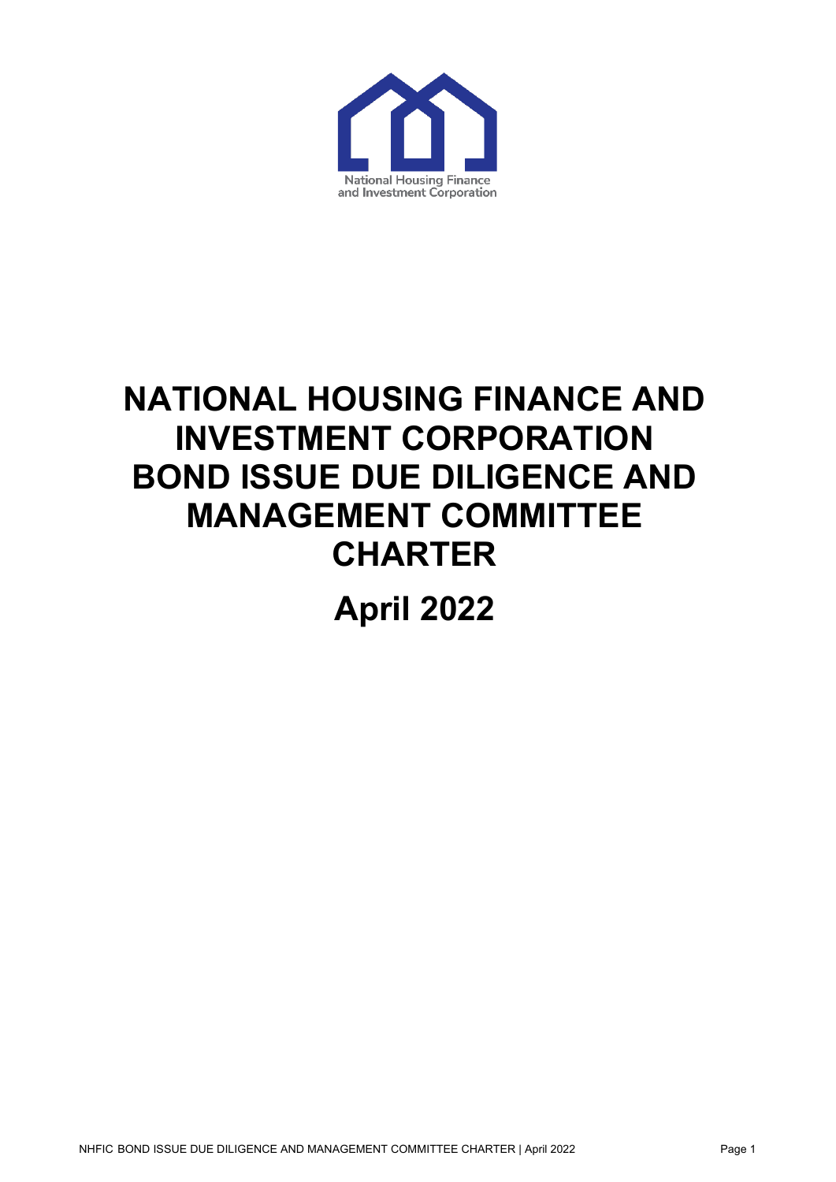National Housing Finance and Investment Corporation

# NATIONAL HOUSING FINANCE AND INVESTMENT CORPORATION BOND ISSUE DUE DILIGENCE AND MANAGEMENT COMMITTEE CHARTER

# April 2022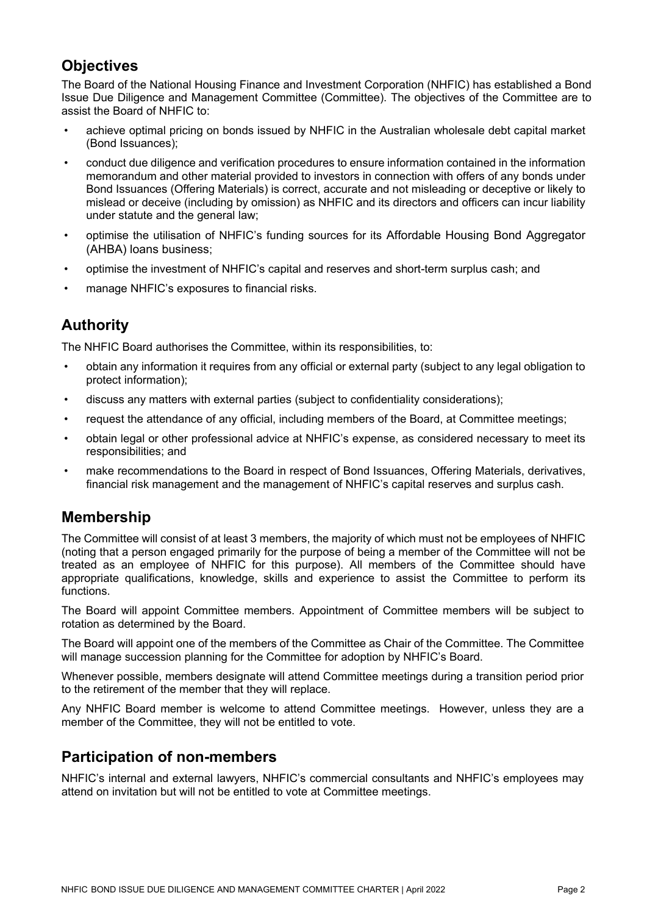## Objectives

The Board of the National Housing Finance and Investment Corporation (NHFIC) has established a Bond Issue Due Diligence and Management Committee (Committee). The objectives of the Committee are to assist the Board of NHFIC to:

- achieve optimal pricing on bonds issued by NHFIC in the Australian wholesale debt capital market (Bond Issuances);
- conduct due diligence and verification procedures to ensure information contained in the information memorandum and other material provided to investors in connection with offers of any bonds under Bond Issuances (Offering Materials) is correct, accurate and not misleading or deceptive or likely to mislead or deceive (including by omission) as NHFIC and its directors and officers can incur liability under statute and the general law;
- optimise the utilisation of NHFIC's funding sources for its Affordable Housing Bond Aggregator (AHBA) loans business;
- optimise the investment of NHFIC's capital and reserves and short-term surplus cash; and
- manage NHFIC's exposures to financial risks.

## Authority

The NHFIC Board authorises the Committee, within its responsibilities, to:

- obtain any information it requires from any official or external party (subject to any legal obligation to protect information);
- discuss any matters with external parties (subject to confidentiality considerations);
- request the attendance of any official, including members of the Board, at Committee meetings;
- obtain legal or other professional advice at NHFIC's expense, as considered necessary to meet its responsibilities; and
- make recommendations to the Board in respect of Bond Issuances, Offering Materials, derivatives, financial risk management and the management of NHFIC's capital reserves and surplus cash.

## Membership

The Committee will consist of at least 3 members, the majority of which must not be employees of NHFIC (noting that a person engaged primarily for the purpose of being a member of the Committee will not be treated as an employee of NHFIC for this purpose). All members of the Committee should have appropriate qualifications, knowledge, skills and experience to assist the Committee to perform its functions.

The Board will appoint Committee members. Appointment of Committee members will be subject to rotation as determined by the Board.

The Board will appoint one of the members of the Committee as Chair of the Committee. The Committee will manage succession planning for the Committee for adoption by NHFIC's Board.

Whenever possible, members designate will attend Committee meetings during a transition period prior to the retirement of the member that they will replace.

Any NHFIC Board member is welcome to attend Committee meetings. However, unless they are a member of the Committee, they will not be entitled to vote.

## Participation of non-members

NHFIC's internal and external lawyers, NHFIC's commercial consultants and NHFIC's employees may attend on invitation but will not be entitled to vote at Committee meetings.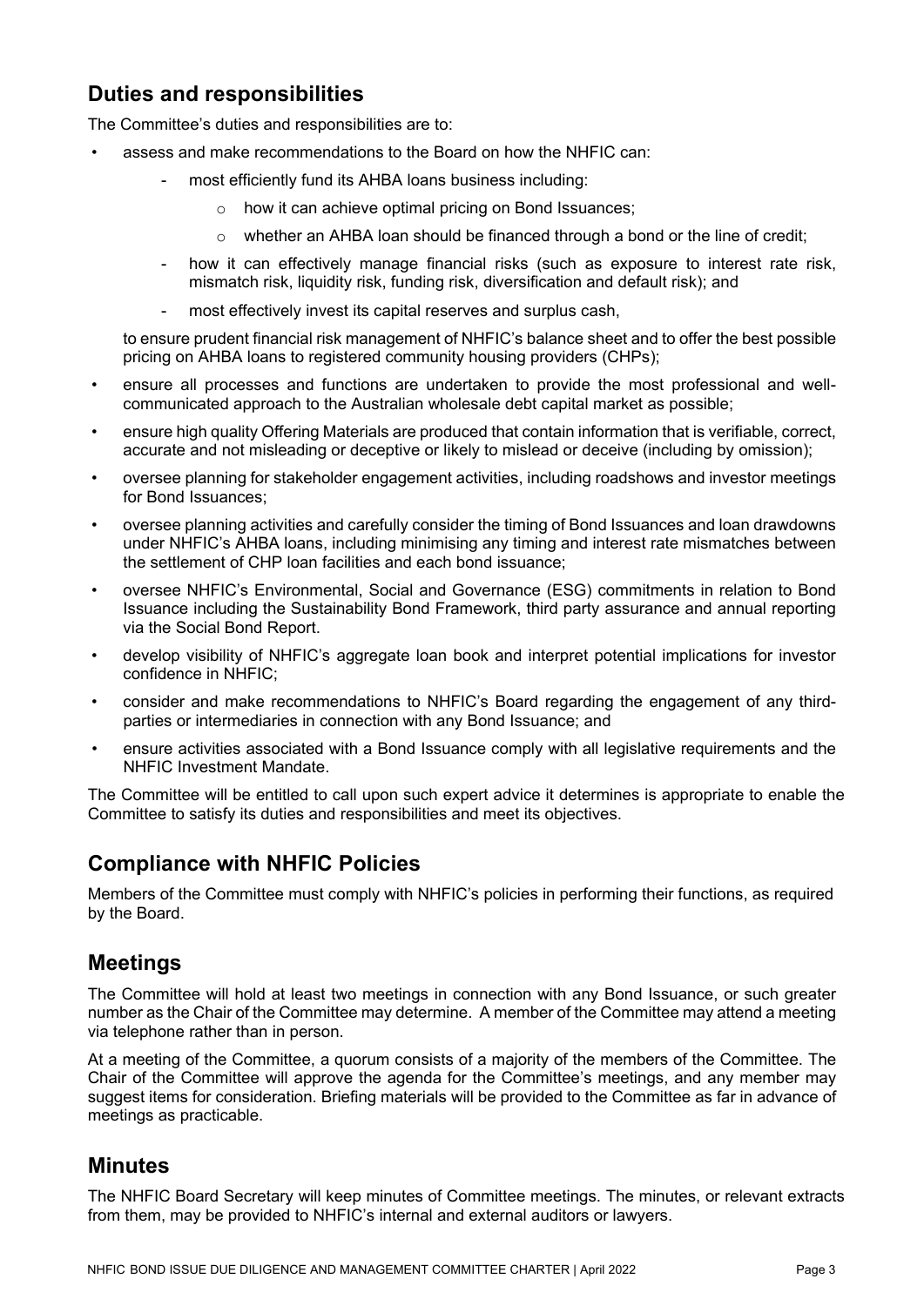## Duties and responsibilities

The Committee's duties and responsibilities are to:

- assess and make recommendations to the Board on how the NHFIC can:
  - most efficiently fund its AHBA loans business including:
    - how it can achieve optimal pricing on Bond Issuances;
    - whether an AHBA loan should be financed through a bond or the line of credit;
  - how it can effectively manage financial risks (such as exposure to interest rate risk, mismatch risk, liquidity risk, funding risk, diversification and default risk); and
  - most effectively invest its capital reserves and surplus cash,

  to ensure prudent financial risk management of NHFIC's balance sheet and to offer the best possible pricing on AHBA loans to registered community housing providers (CHPs);
- ensure all processes and functions are undertaken to provide the most professional and well-communicated approach to the Australian wholesale debt capital market as possible;
- ensure high quality Offering Materials are produced that contain information that is verifiable, correct, accurate and not misleading or deceptive or likely to mislead or deceive (including by omission);
- oversee planning for stakeholder engagement activities, including roadshows and investor meetings for Bond Issuances;
- oversee planning activities and carefully consider the timing of Bond Issuances and loan drawdowns under NHFIC's AHBA loans, including minimising any timing and interest rate mismatches between the settlement of CHP loan facilities and each bond issuance;
- oversee NHFIC's Environmental, Social and Governance (ESG) commitments in relation to Bond Issuance including the Sustainability Bond Framework, third party assurance and annual reporting via the Social Bond Report.
- develop visibility of NHFIC's aggregate loan book and interpret potential implications for investor confidence in NHFIC;
- consider and make recommendations to NHFIC's Board regarding the engagement of any third-parties or intermediaries in connection with any Bond Issuance; and
- ensure activities associated with a Bond Issuance comply with all legislative requirements and the NHFIC Investment Mandate.

The Committee will be entitled to call upon such expert advice it determines is appropriate to enable the Committee to satisfy its duties and responsibilities and meet its objectives.

## Compliance with NHFIC Policies

Members of the Committee must comply with NHFIC's policies in performing their functions, as required by the Board.

## Meetings

The Committee will hold at least two meetings in connection with any Bond Issuance, or such greater number as the Chair of the Committee may determine. A member of the Committee may attend a meeting via telephone rather than in person.

At a meeting of the Committee, a quorum consists of a majority of the members of the Committee. The Chair of the Committee will approve the agenda for the Committee's meetings, and any member may suggest items for consideration. Briefing materials will be provided to the Committee as far in advance of meetings as practicable.

## Minutes

The NHFIC Board Secretary will keep minutes of Committee meetings. The minutes, or relevant extracts from them, may be provided to NHFIC's internal and external auditors or lawyers.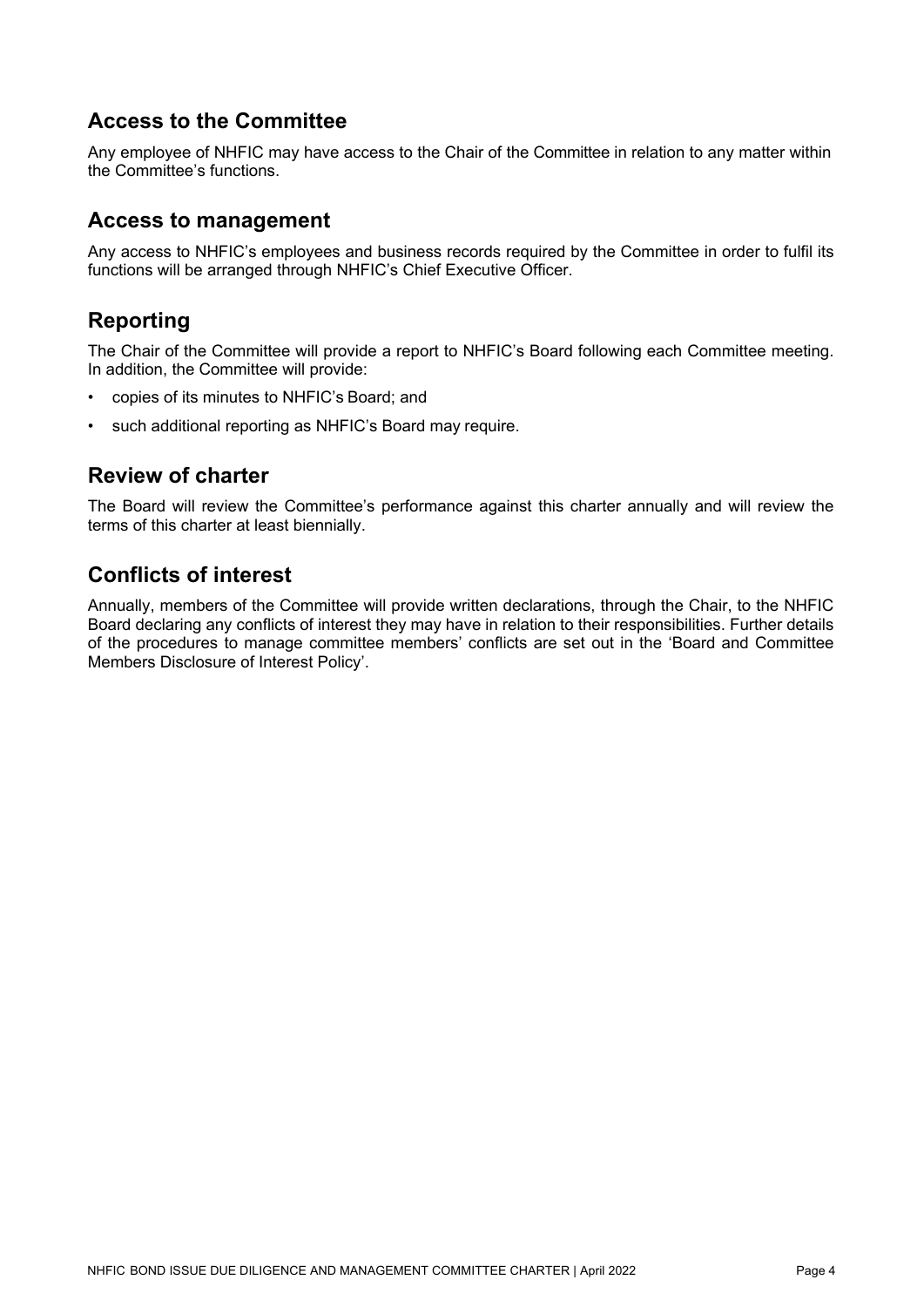## Access to the Committee

Any employee of NHFIC may have access to the Chair of the Committee in relation to any matter within the Committee's functions.

## Access to management

Any access to NHFIC's employees and business records required by the Committee in order to fulfil its functions will be arranged through NHFIC's Chief Executive Officer.

## Reporting

The Chair of the Committee will provide a report to NHFIC's Board following each Committee meeting. In addition, the Committee will provide:

- copies of its minutes to NHFIC's Board; and
- such additional reporting as NHFIC's Board may require.

## Review of charter

The Board will review the Committee's performance against this charter annually and will review the terms of this charter at least biennially.

## Conflicts of interest

Annually, members of the Committee will provide written declarations, through the Chair, to the NHFIC Board declaring any conflicts of interest they may have in relation to their responsibilities. Further details of the procedures to manage committee members' conflicts are set out in the 'Board and Committee Members Disclosure of Interest Policy'.